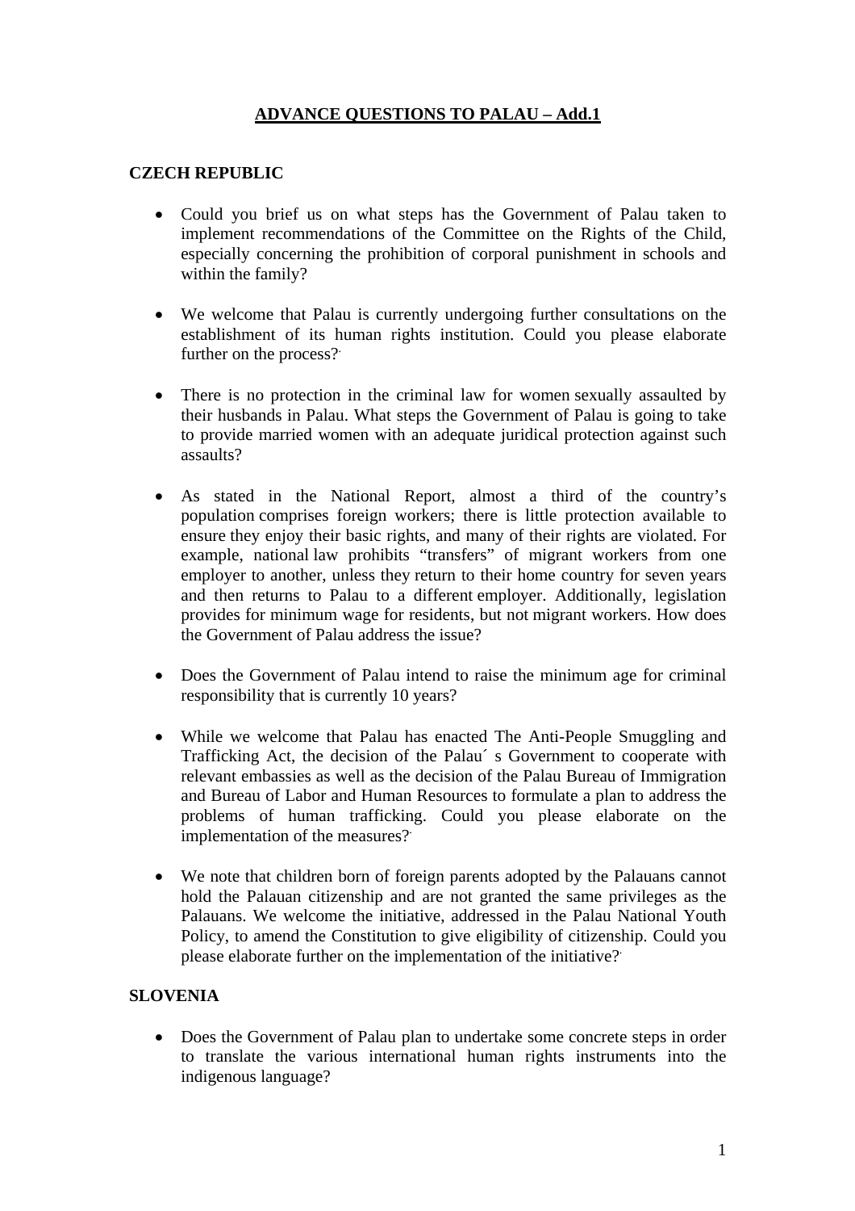**ADVANCE QUESTIONS TO PALAU – Add.1**

**CZECH REPUBLIC**

- Could you brief us on what steps has the Government of Palau taken to implement recommendations of the Committee on the Rights of the Child, especially concerning the prohibition of corporal punishment in schools and within the family?

- We welcome that Palau is currently undergoing further consultations on the establishment of its human rights institution. Could you please elaborate further on the process?

- There is no protection in the criminal law for women sexually assaulted by their husbands in Palau. What steps the Government of Palau is going to take to provide married women with an adequate juridical protection against such assaults?

- As stated in the National Report, almost a third of the country's population comprises foreign workers; there is little protection available to ensure they enjoy their basic rights, and many of their rights are violated. For example, national law prohibits "transfers" of migrant workers from one employer to another, unless they return to their home country for seven years and then returns to Palau to a different employer. Additionally, legislation provides for minimum wage for residents, but not migrant workers. How does the Government of Palau address the issue?

- Does the Government of Palau intend to raise the minimum age for criminal responsibility that is currently 10 years?

- While we welcome that Palau has enacted The Anti-People Smuggling and Trafficking Act, the decision of the Palau´ s Government to cooperate with relevant embassies as well as the decision of the Palau Bureau of Immigration and Bureau of Labor and Human Resources to formulate a plan to address the problems of human trafficking. Could you please elaborate on the implementation of the measures?

- We note that children born of foreign parents adopted by the Palauans cannot hold the Palauan citizenship and are not granted the same privileges as the Palauans. We welcome the initiative, addressed in the Palau National Youth Policy, to amend the Constitution to give eligibility of citizenship. Could you please elaborate further on the implementation of the initiative?

**SLOVENIA**

- Does the Government of Palau plan to undertake some concrete steps in order to translate the various international human rights instruments into the indigenous language?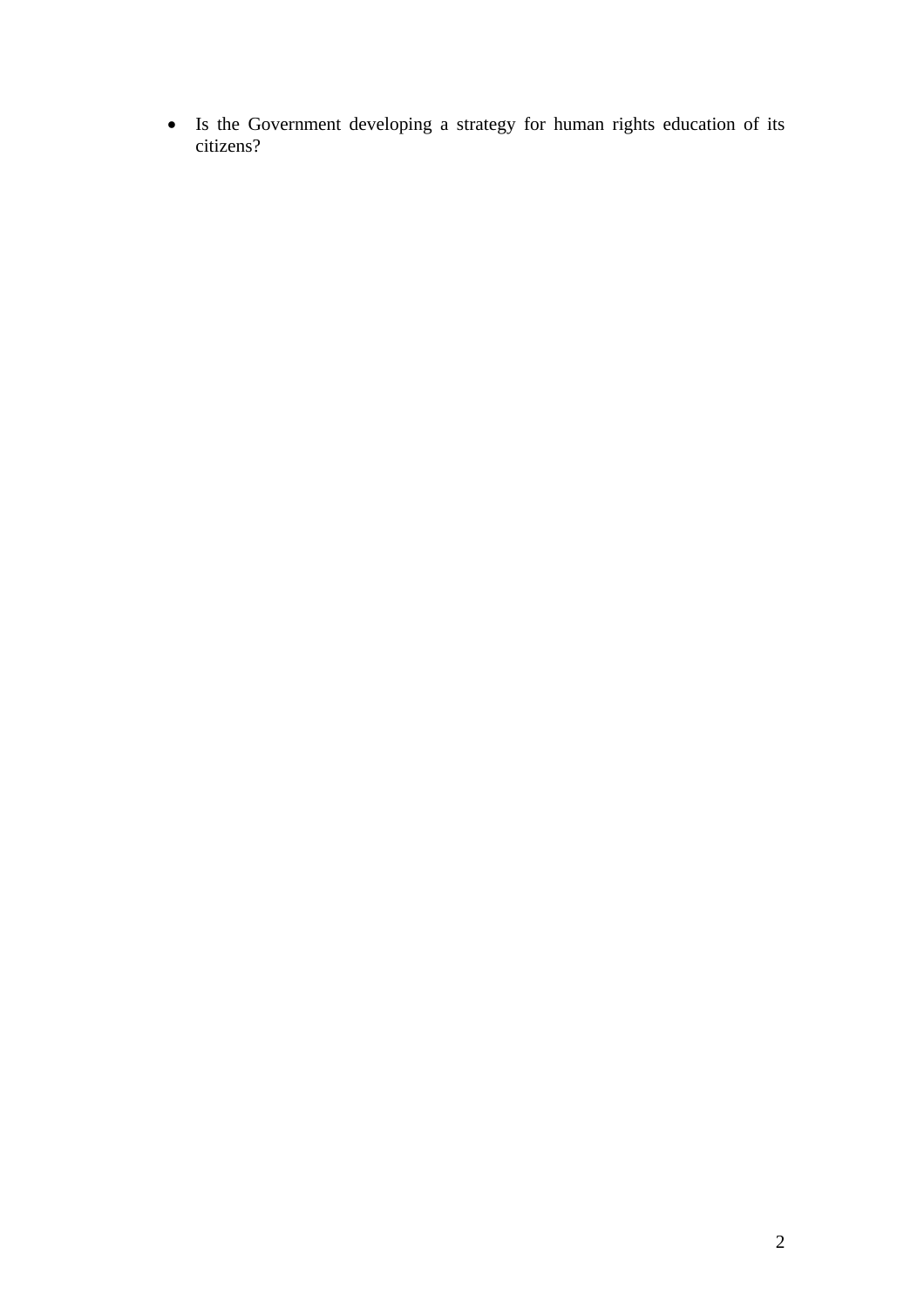- Is the Government developing a strategy for human rights education of its citizens?